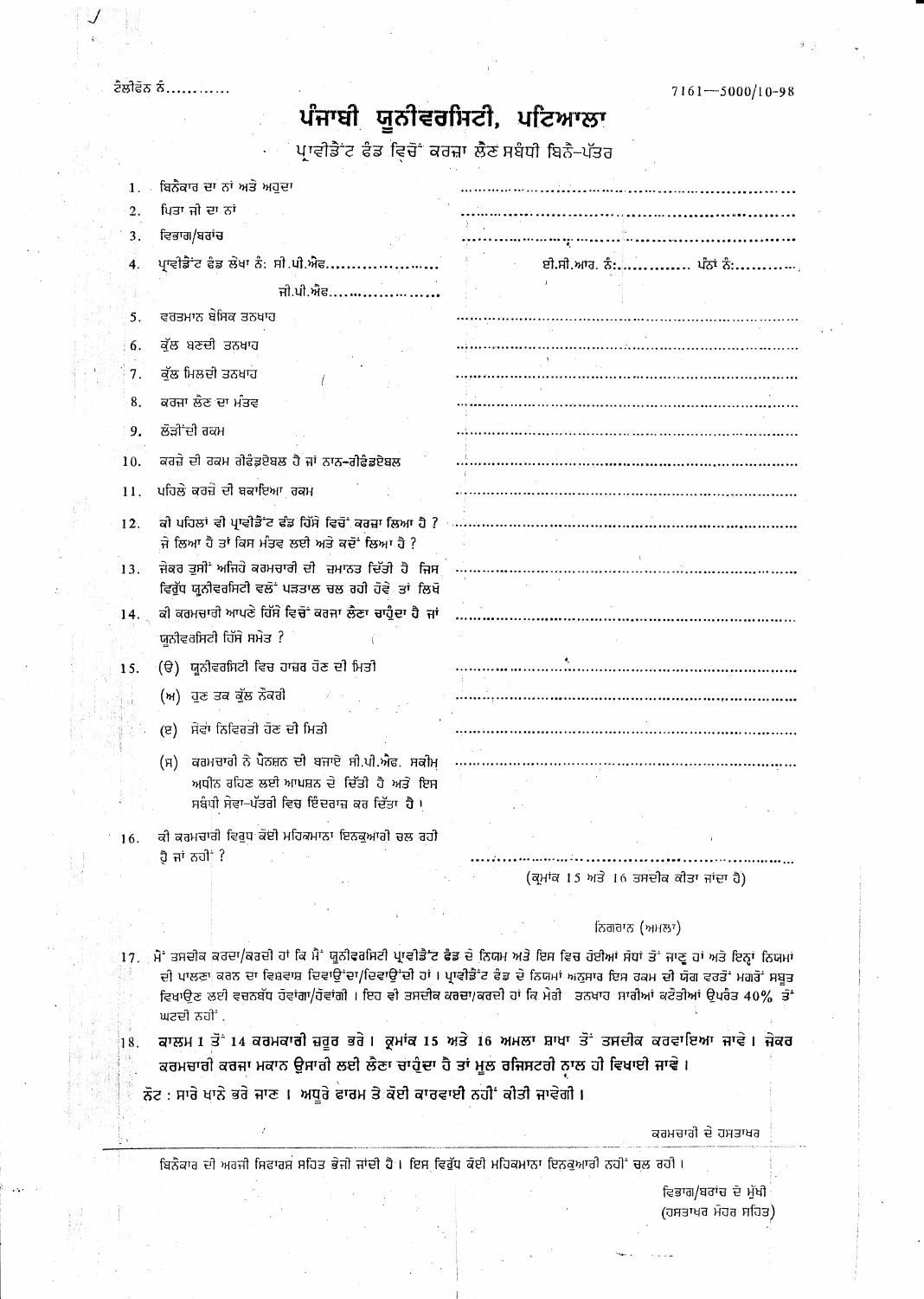ਟੈਲੀਫੋਨ ਨੰ............

7161—5000/10-98

# ਪੰਜਾਬੀ ਯੂਨੀਵਰਸਿਟੀ, ਪਟਿਆਲਾ

## ਪ੍ਰਾਵੀਡੈਂਟ ਫੰਡ ਵਿਚੋਂ ਕਰਜ਼ਾ ਲੈਣ ਸਬੰਧੀ ਬਿਨੈ-ਪੱਤਰ

1. ਬਿਨੈਕਾਰ ਦਾ ਨਾਂ ਅਤੇ ਅਹੁਦਾ ..............................................
2. ਪਿਤਾ ਜੀ ਦਾ ਨਾਂ ..............................................
3. ਵਿਭਾਗ/ਬਰਾਂਚ ..............................................
4. ਪ੍ਰਾਵੀਡੈਂਟ ਫੰਡ ਲੇਖਾ ਨੰ: ਸੀ.ਪੀ.ਐਫ.................... ਈ.ਸੀ.ਆਰ. ਨੰ:............ ਪੰਨਾ ਨੰ:............

   ਜੀ.ਪੀ.ਐਫ....................
5. ਵਰਤਮਾਨ ਬੇਸਿਕ ਤਨਖਾਹ ..............................................
6. ਕੁੱਲ ਬਣਦੀ ਤਨਖਾਹ ..............................................
7. ਕੁੱਲ ਮਿਲਦੀ ਤਨਖਾਹ ..............................................
8. ਕਰਜਾ ਲੈਣ ਦਾ ਮੰਤਵ ..............................................
9. ਲੋੜੀਂਦੀ ਰਕਮ ..............................................
10. ਕਰਜ਼ੇ ਦੀ ਰਕਮ ਰੀਫੰਡਏਬਲ ਹੈ ਜਾਂ ਨਾਨ-ਰੀਫੰਡਏਬਲ ..............................................
11. ਪਹਿਲੇ ਕਰਜ਼ੇ ਦੀ ਬਕਾਇਆ ਰਕਮ ..............................................
12. ਕੀ ਪਹਿਲਾਂ ਵੀ ਪ੍ਰਾਵੀਡੈਂਟ ਫੰਡ ਹਿੱਸੇ ਵਿਚੋਂ ਕਰਜ਼ਾ ਲਿਆ ਹੈ ? ਜੇ ਲਿਆ ਹੈ ਤਾਂ ਕਿਸ ਮੰਤਵ ਲਈ ਅਤੇ ਕਦੋਂ ਲਿਆ ਹੈ ? ..............................................
13. ਜੇਕਰ ਤੁਸੀਂ ਅਜਿਹੇ ਕਰਮਚਾਰੀ ਦੀ ਜ਼ਮਾਨਤ ਦਿੱਤੀ ਹੈ ਜਿਸ ਵਿਰੁੱਧ ਯੂਨੀਵਰਸਿਟੀ ਵਲੋਂ ਪੜਤਾਲ ਚਲ ਰਹੀ ਹੋਵੇ ਤਾਂ ਲਿਖੋ ..............................................
14. ਕੀ ਕਰਮਚਾਰੀ ਆਪਣੇ ਹਿੱਸੇ ਵਿਚੋਂ ਕਰਜਾ ਲੈਣਾ ਚਾਹੁੰਦਾ ਹੈ ਜਾਂ ਯੂਨੀਵਰਸਿਟੀ ਹਿੱਸੇ ਸਮੇਤ ? ..............................................
15. (ੳ) ਯੂਨੀਵਰਸਿਟੀ ਵਿਚ ਹਾਜ਼ਰ ਹੋਣ ਦੀ ਮਿਤੀ ..............................................

    (ਅ) ਹੁਣ ਤਕ ਕੁੱਲ ਨੌਕਰੀ ..............................................

    (ੲ) ਸੇਵਾ ਨਿਵਿਰਤੀ ਹੋਣ ਦੀ ਮਿਤੀ ..............................................

    (ਸ) ਕਰਮਚਾਰੀ ਨੇ ਪੈਨਸ਼ਨ ਦੀ ਬਜਾਏ ਸੀ.ਪੀ.ਐਫ. ਸਕੀਮ ਅਧੀਨ ਰਹਿਣ ਲਈ ਆਪਸ਼ਨ ਦੇ ਦਿੱਤੀ ਹੈ ਅਤੇ ਇਸ ਸਬੰਧੀ ਸੇਵਾ-ਪੱਤਰੀ ਵਿਚ ਇੰਦਰਾਜ਼ ਕਰ ਦਿੱਤਾ ਹੈ । ..............................................
16. ਕੀ ਕਰਮਚਾਰੀ ਵਿਰੁਧ ਕੋਈ ਮਹਿਕਮਾਨਾ ਇਨਕੁਆਰੀ ਚਲ ਰਹੀ ਹੈ ਜਾਂ ਨਹੀਂ ? ..............................................

(ਕ੍ਰਮਾਂਕ 15 ਅਤੇ 16 ਤਸਦੀਕ ਕੀਤਾ ਜਾਂਦਾ ਹੈ)

ਨਿਗਰਾਨ (ਅਮਲਾ)

17. ਮੈਂ ਤਸਦੀਕ ਕਰਦਾ/ਕਰਦੀ ਹਾਂ ਕਿ ਮੈਂ ਯੂਨੀਵਰਸਿਟੀ ਪ੍ਰਾਵੀਡੈਂਟ ਫੰਡ ਦੇ ਨਿਯਮ ਅਤੇ ਇਸ ਵਿਚ ਹੋਈਆਂ ਸੋਧਾਂ ਤੋਂ ਜਾਣੂ ਹਾਂ ਅਤੇ ਇਨ੍ਹਾਂ ਨਿਯਮਾਂ ਦੀ ਪਾਲਣਾ ਕਰਨ ਦਾ ਵਿਸ਼ਵਾਸ਼ ਦਿਵਾਉਂਦਾ/ਦਿਵਾਉਂਦੀ ਹਾਂ । ਪ੍ਰਾਵੀਡੈਂਟ ਫੰਡ ਦੇ ਨਿਯਮਾਂ ਅਨੁਸਾਰ ਇਸ ਰਕਮ ਦੀ ਯੋਗ ਵਰਤੋਂ ਮਗਰੋਂ ਸਬੂਤ ਵਿਖਾਉਣ ਲਈ ਵਚਨਬੱਧ ਹੋਵਾਂਗਾ/ਹੋਵਾਂਗੀ । ਇਹ ਵੀ ਤਸਦੀਕ ਕਰਦਾ/ਕਰਦੀ ਹਾਂ ਕਿ ਮੇਰੀ ਤਨਖਾਹ ਸਾਰੀਆਂ ਕਟੌਤੀਆਂ ਉਪਰੰਤ 40% ਤੋਂ ਘਟਦੀ ਨਹੀਂ .
18. **ਕਾਲਮ 1 ਤੋਂ 14 ਕਰਮਕਾਰੀ ਜ਼ਰੂਰ ਭਰੇ । ਕ੍ਰਮਾਂਕ 15 ਅਤੇ 16 ਅਮਲਾ ਸ਼ਾਖਾ ਤੋਂ ਤਸਦੀਕ ਕਰਵਾਇਆ ਜਾਵੇ । ਜੇਕਰ ਕਰਮਚਾਰੀ ਕਰਜਾ ਮਕਾਨ ਉਸਾਰੀ ਲਈ ਲੈਣਾ ਚਾਹੁੰਦਾ ਹੈ ਤਾਂ ਮੂਲ ਰਜਿਸਟਰੀ ਨਾਲ ਹੀ ਵਿਖਾਈ ਜਾਵੇ ।**

**ਨੋਟ : ਸਾਰੇ ਖਾਨੇ ਭਰੇ ਜਾਣ । ਅਧੂਰੇ ਫਾਰਮ ਤੇ ਕੋਈ ਕਾਰਵਾਈ ਨਹੀਂ ਕੀਤੀ ਜਾਵੇਗੀ ।**

ਕਰਮਚਾਰੀ ਦੇ ਹਸਤਾਖਰ

---

ਬਿਨੈਕਾਰ ਦੀ ਅਰਜੀ ਸਿਫਾਰਸ਼ ਸਹਿਤ ਭੇਜੀ ਜਾਂਦੀ ਹੈ । ਇਸ ਵਿਰੁੱਧ ਕੋਈ ਮਹਿਕਮਾਨਾ ਇਨਕੁਆਰੀ ਨਹੀਂ ਚਲ ਰਹੀ ।

ਵਿਭਾਗ/ਬਰਾਂਚ ਦੇ ਮੁੱਖੀ
(ਹਸਤਾਖਰ ਮੋਹਰ ਸਹਿਤ)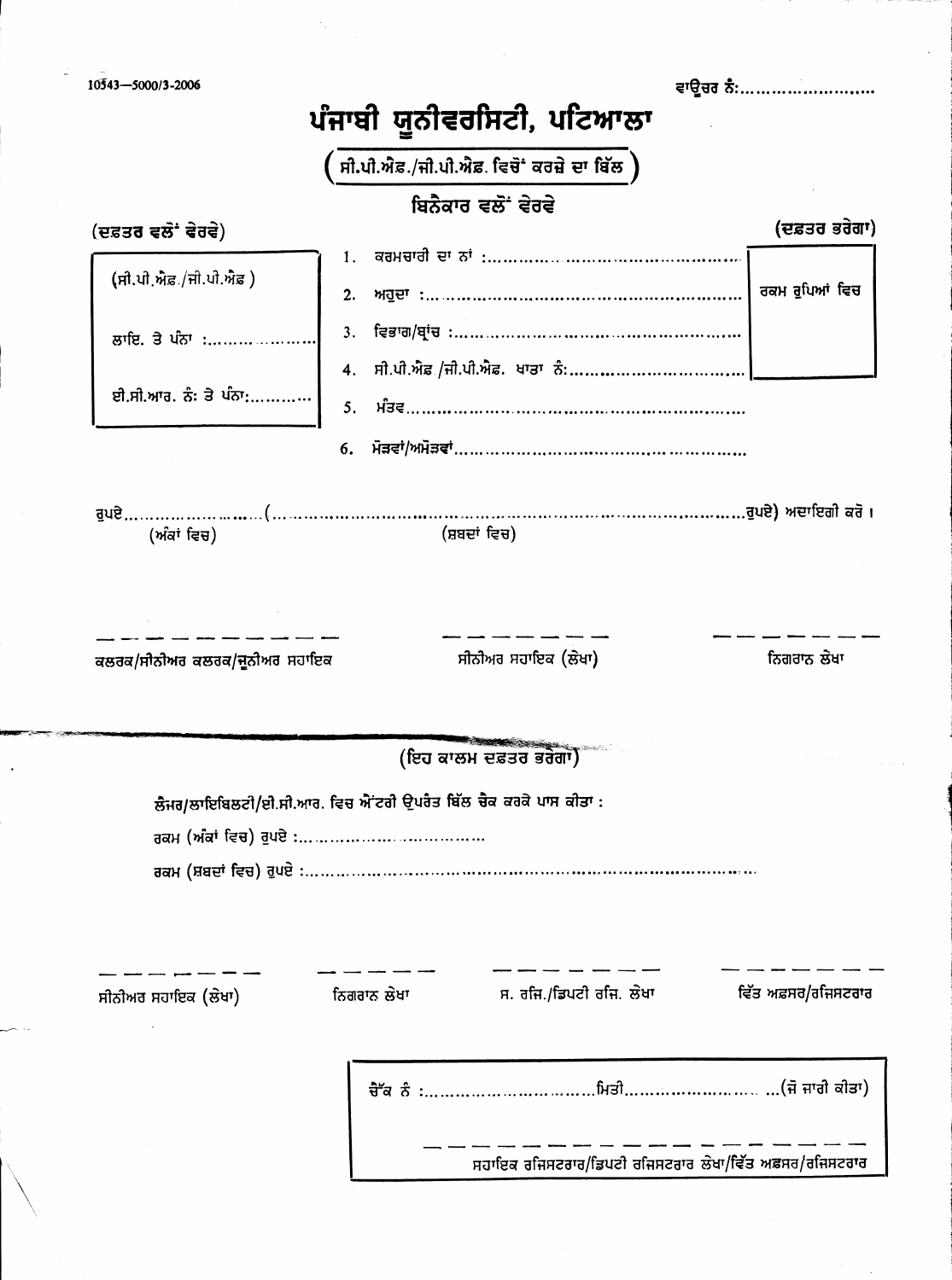10543—5000/3-2006

ਵਾਊਚਰ ਨੰ:.........................

# ਪੰਜਾਬੀ ਯੂਨੀਵਰਸਿਟੀ, ਪਟਿਆਲਾ

## ( ਸੀ.ਪੀ.ਐਫ./ਜੀ.ਪੀ.ਐਫ. ਵਿਚੋਂ ਕਰਜ਼ੇ ਦਾ ਬਿੱਲ )

### ਬਿਨੈਕਾਰ ਵਲੋਂ ਵੇਰਵੇ

**(ਦਫ਼ਤਰ ਵਲੋਂ ਵੇਰਵੇ)**

(ਸੀ.ਪੀ.ਐਫ./ਜੀ.ਪੀ.ਐਫ)

ਲਾਇ. ਤੇ ਪੰਨਾ :....................

ਈ.ਸੀ.ਆਰ. ਨੰ: ਤੇ ਪੰਨਾ:...........

1. ਕਰਮਚਾਰੀ ਦਾ ਨਾਂ :..........................................
2. ਅਹੁਦਾ :...................................................
3. ਵਿਭਾਗ/ਬ੍ਰਾਂਚ :..............................................
4. ਸੀ.ਪੀ.ਐਫ /ਜੀ.ਪੀ.ਐਫ. ਖਾਤਾ ਨੰ:...............................
5. ਮੰਤਵ.......................................................
6. ਮੋੜਵਾਂ/ਅਮੋੜਵਾਂ............................................

**(ਦਫ਼ਤਰ ਭਰੇਗਾ)**

ਰਕਮ ਰੁਪਿਆਂ ਵਿਚ

ਰੁਪਏ......................(.........................................................................ਰੁਪਏ) ਅਦਾਇਗੀ ਕਰੋ ।
(ਅੰਕਾਂ ਵਿਚ) (ਸ਼ਬਦਾਂ ਵਿਚ)

| — — — — — — | — — — — — — | — — — — — — |
|---|---|---|
| ਕਲਰਕ/ਸੀਨੀਅਰ ਕਲਰਕ/ਜੂਨੀਅਰ ਸਹਾਇਕ | ਸੀਨੀਅਰ ਸਹਾਇਕ (ਲੇਖਾ) | ਨਿਗਰਾਨ ਲੇਖਾ |

---

### (ਇਹ ਕਾਲਮ ਦਫ਼ਤਰ ਭਰੇਗਾ)

ਲੈਜਰ/ਲਾਇਬਿਲਟੀ/ਈ.ਸੀ.ਆਰ. ਵਿਚ ਐਂਟਰੀ ਉਪਰੰਤ ਬਿੱਲ ਚੈਕ ਕਰਕੇ ਪਾਸ ਕੀਤਾ :

ਰਕਮ (ਅੰਕਾਂ ਵਿਚ) ਰੁਪਏ :....................................

ਰਕਮ (ਸ਼ਬਦਾਂ ਵਿਚ) ਰੁਪਏ :.................................................................................

| — — — — — | — — — — — | — — — — — | — — — — — |
|---|---|---|---|
| ਸੀਨੀਅਰ ਸਹਾਇਕ (ਲੇਖਾ) | ਨਿਗਰਾਨ ਲੇਖਾ | ਸ. ਰਜਿ./ਡਿਪਟੀ ਰਜਿ. ਲੇਖਾ | ਵਿੱਤ ਅਫ਼ਸਰ/ਰਜਿਸਟਰਾਰ |

ਚੈੱਕ ਨੰ :..............................ਮਿਤੀ.............................(ਜੋ ਜਾਰੀ ਕੀਤਾ)

— — — — — — — — — — — — — —

ਸਹਾਇਕ ਰਜਿਸਟਰਾਰ/ਡਿਪਟੀ ਰਜਿਸਟਰਾਰ ਲੇਖਾ/ਵਿੱਤ ਅਫ਼ਸਰ/ਰਜਿਸਟਰਾਰ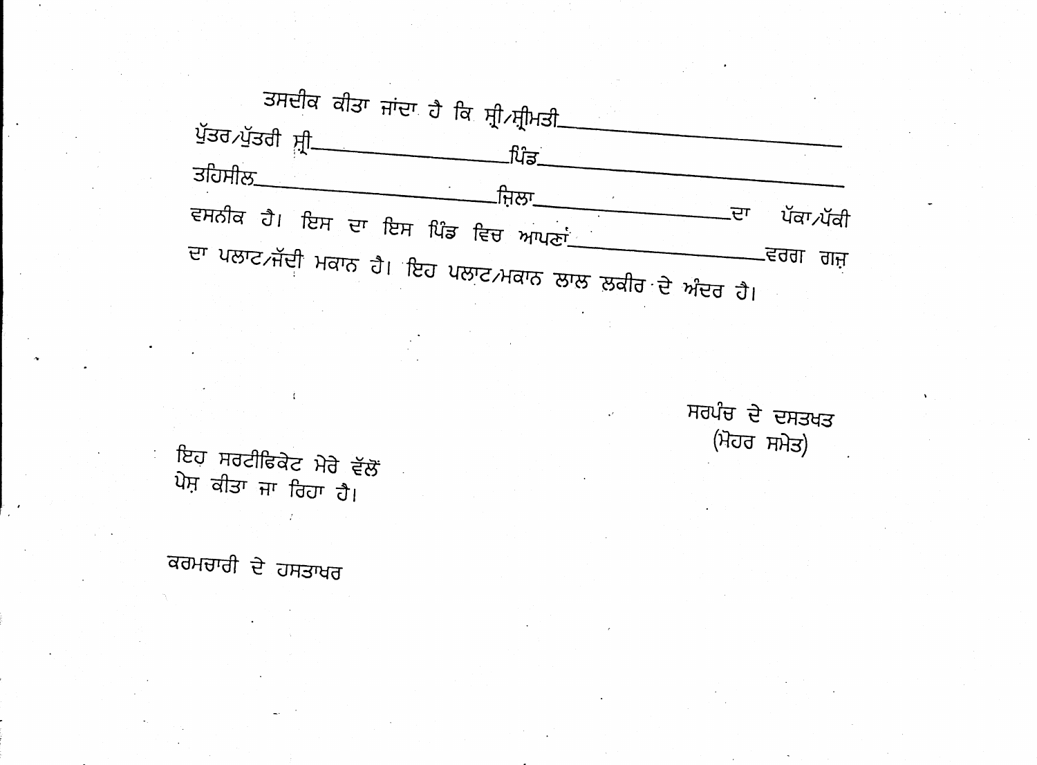ਤਸਦੀਕ ਕੀਤਾ ਜਾਂਦਾ ਹੈ ਕਿ ਸ਼੍ਰੀ/ਸ਼੍ਰੀਮਤੀ________________________
ਪੁੱਤਰ/ਪੁੱਤਰੀ ਸ਼੍ਰੀ________________ਪਿੰਡ________________________
ਤਹਿਸੀਲ________________________ਜ਼ਿਲਾ________________ਦਾ ਪੱਕਾ/ਪੱਕੀ
ਵਸਨੀਕ ਹੈ। ਇਸ ਦਾ ਇਸ ਪਿੰਡ ਵਿਚ ਆਪਣਾਂ________________ਵਰਗ ਗਜ਼
ਦਾ ਪਲਾਟ/ਜੱਦੀ ਮਕਾਨ ਹੈ। ਇਹ ਪਲਾਟ/ਮਕਾਨ ਲਾਲ ਲਕੀਰ ਦੇ ਅੰਦਰ ਹੈ।

ਸਰਪੰਚ ਦੇ ਦਸਤਖਤ
(ਮੋਹਰ ਸਮੇਤ)

ਇਹ ਸਰਟੀਫਿਕੇਟ ਮੇਰੇ ਵੱਲੋਂ
ਪੇਸ਼ ਕੀਤਾ ਜਾ ਰਿਹਾ ਹੈ।

ਕਰਮਚਾਰੀ ਦੇ ਹਸਤਾਖਰ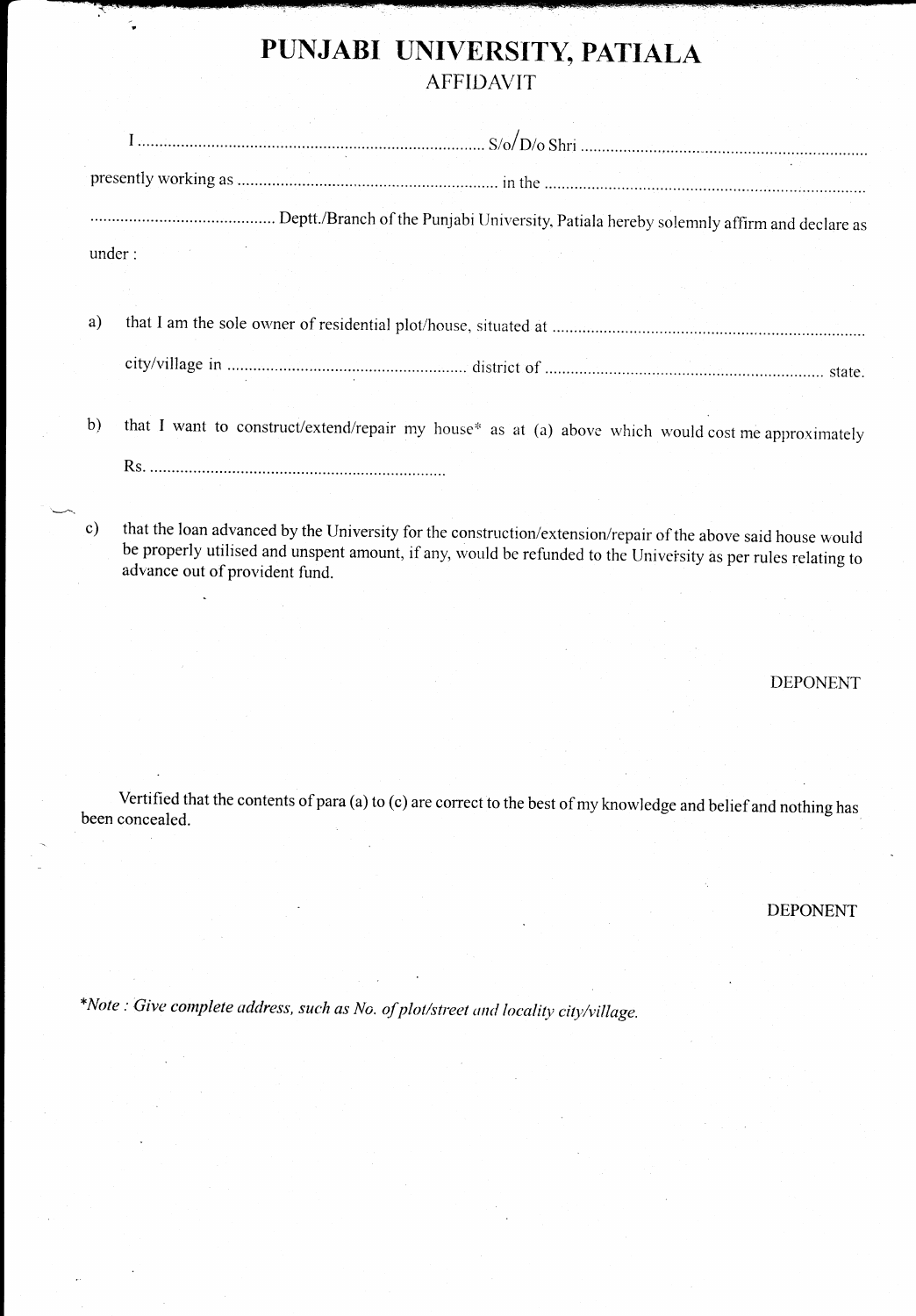# PUNJABI UNIVERSITY, PATIALA

## AFFIDAVIT

I ................................................................................ S/o/D/o Shri ..................................................................

presently working as ............................................................ in the ..........................................................................

........................................... Deptt./Branch of the Punjabi University, Patiala hereby solemnly affirm and declare as under :

a) that I am the sole owner of residential plot/house, situated at ........................................................................

city/village in ....................................................... district of ................................................................ state.

b) that I want to construct/extend/repair my house* as at (a) above which would cost me approximately Rs. ....................................................................

c) that the loan advanced by the University for the construction/extension/repair of the above said house would be properly utilised and unspent amount, if any, would be refunded to the University as per rules relating to advance out of provident fund.

DEPONENT

Vertified that the contents of para (a) to (c) are correct to the best of my knowledge and belief and nothing has been concealed.

DEPONENT

*\*Note : Give complete address, such as No. of plot/street and locality city/village.*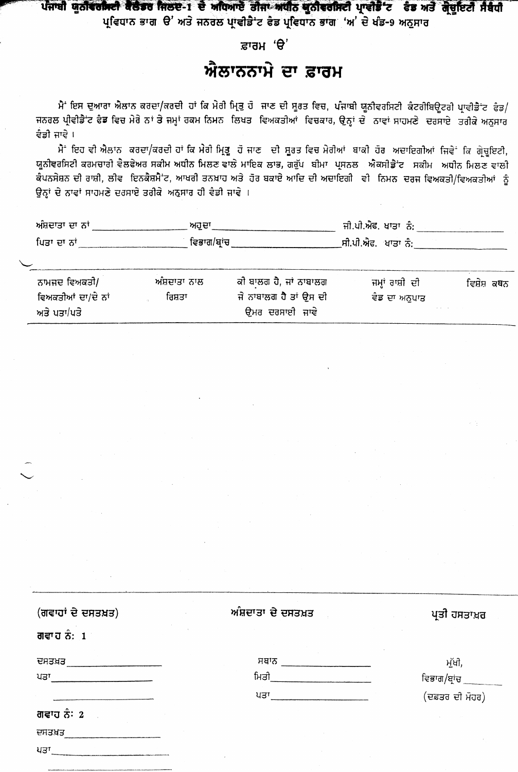ਪੰਜਾਬੀ ਯੂਨੀਵਰਸਿਟੀ ਕੈਲੰਡਰ ਜਿਲਦ-1 ਦੇ ਅਧਿਆਏ ਤੀਜਾ ਅਧੀਨ ਯੂਨੀਵਰਸਿਟੀ ਪ੍ਰਾਵੀਡੈਂਟ ਫੰਡ ਅਤੇ ਗ੍ਰੈਚੁਇਟੀ ਸੰਬੰਧੀ ਪ੍ਰਵਿਧਾਨ ਭਾਗ 'ੳ' ਅਤੇ ਜਨਰਲ ਪ੍ਰਾਵੀਡੈਂਟ ਫੰਡ ਪ੍ਰਵਿਧਾਨ ਭਾਗ 'ਅ' ਦੇ ਖੰਡ-9 ਅਨੁਸਾਰ

ਫ਼ਾਰਮ 'ੳ'

# ਐਲਾਨਨਾਮੇ ਦਾ ਫ਼ਾਰਮ

ਮੈਂ ਇਸ ਦੁਆਰਾ ਐਲਾਨ ਕਰਦਾ/ਕਰਦੀ ਹਾਂ ਕਿ ਮੇਰੀ ਮ੍ਰਿਤੂ ਹੋ ਜਾਣ ਦੀ ਸੂਰਤ ਵਿਚ, ਪੰਜਾਬੀ ਯੂਨੀਵਰਸਿਟੀ ਕੰਟਰੀਬਿਊਟਰੀ ਪ੍ਰਾਵੀਡੈਂਟ ਫੰਡ/ਜਨਰਲ ਪ੍ਰੀਵੀਡੈਂਟ ਫੰਡ ਵਿਚ ਮੇਰੇ ਨਾਂ ਤੇ ਜਮ੍ਹਾਂ ਰਕਮ ਨਿਮਨ ਲਿਖਤ ਵਿਅਕਤੀਆਂ ਵਿਚਕਾਰ, ਉਨ੍ਹਾਂ ਦੇ ਨਾਵਾਂ ਸਾਹਮਣੇ ਦਰਸਾਏ ਤਰੀਕੇ ਅਨੁਸਾਰ ਵੰਡੀ ਜਾਵੇ ।

ਮੈਂ ਇਹ ਵੀ ਐਲਾਨ ਕਰਦਾ/ਕਰਦੀ ਹਾਂ ਕਿ ਮੇਰੀ ਮ੍ਰਿਤੂ ਹੋ ਜਾਣ ਦੀ ਸੂਰਤ ਵਿਚ ਮੇਰੀਆਂ ਬਾਕੀ ਹੋਰ ਅਦਾਇਗੀਆਂ ਜਿਵੇਂ ਕਿ ਗ੍ਰੈਚੁਇਟੀ, ਯੂਨੀਵਰਸਿਟੀ ਕਰਮਚਾਰੀ ਵੈਲਫੇਅਰ ਸਕੀਮ ਅਧੀਨ ਮਿਲਣ ਵਾਲੇ ਮਾਇਕ ਲਾਭ, ਗਰੁੱਪ ਬੀਮਾ ਪ੍ਰਸਨਲ ਐਕਸੀਡੈਂਟ ਸਕੀਮ ਅਧੀਨ ਮਿਲਣ ਵਾਲੀ ਕੰਪਨਸੇਸ਼ਨ ਦੀ ਰਾਸ਼ੀ, ਲੀਵ ਇਨਕੈਸ਼ਮੈਂਟ, ਆਖਰੀ ਤਨਖ਼ਾਹ ਅਤੇ ਹੋਰ ਬਕਾਏ ਆਦਿ ਦੀ ਅਦਾਇਗੀ ਵੀ ਨਿਮਨ ਦਰਜ ਵਿਅਕਤੀ/ਵਿਅਕਤੀਆਂ ਨੂੰ ਉਨ੍ਹਾਂ ਦੇ ਨਾਵਾਂ ਸਾਹਮਣੇ ਦਰਸਾਏ ਤਰੀਕੇ ਅਨੁਸਾਰ ਹੀ ਵੰਡੀ ਜਾਵੇ ।

ਅੰਸ਼ਦਾਤਾ ਦਾ ਨਾਂ ________________ ਅਹੁਦਾ ____________________ ਜੀ.ਪੀ.ਐਫ. ਖਾਤਾ ਨੰ: ________________

ਪਿਤਾ ਦਾ ਨਾਂ ________________ ਵਿਭਾਗ/ਬ੍ਰਾਂਚ ____________________ ਸੀ.ਪੀ.ਐਫ. ਖਾਤਾ ਨੰ: ________________

| ਨਾਮਜ਼ਦ ਵਿਅਕਤੀ/ ਵਿਅਕਤੀਆਂ ਦਾ/ਦੇ ਨਾਂ ਅਤੇ ਪਤਾ/ਪਤੇ | ਅੰਸ਼ਦਾਤਾ ਨਾਲ ਰਿਸ਼ਤਾ | ਕੀ ਬਾਲਗ ਹੈ, ਜਾਂ ਨਾਬਾਲਗ ਜੇ ਨਾਬਾਲਗ ਹੈ ਤਾਂ ਉਸ ਦੀ ਉਮਰ ਦਰਸਾਈ ਜਾਵੇ | ਜਮ੍ਹਾਂ ਰਾਸ਼ੀ ਦੀ ਵੰਡ ਦਾ ਅਨੁਪਾਤ | ਵਿਸ਼ੇਸ਼ ਕਥਨ |
|---|---|---|---|---|
| | | | | |

(ਗਵਾਹਾਂ ਦੇ ਦਸਤਖ਼ਤ)

ਗਵਾਹ ਨੰ: 1

ਦਸਤਖ਼ਤ ________________

ਪਤਾ ________________

________________

ਗਵਾਹ ਨੰ: 2

ਦਸਤਖ਼ਤ ________________

ਪਤਾ ________________

________________

ਅੰਸ਼ਦਾਤਾ ਦੇ ਦਸਤਖ਼ਤ

ਸਥਾਨ ________________

ਮਿਤੀ ________________

ਪਤਾ ________________

ਪ੍ਰਤੀ ਹਸਤਾਖ਼ਰ

ਮੁੱਖੀ,

ਵਿਭਾਗ/ਬ੍ਰਾਂਚ ________

(ਦਫ਼ਤਰ ਦੀ ਮੋਹਰ)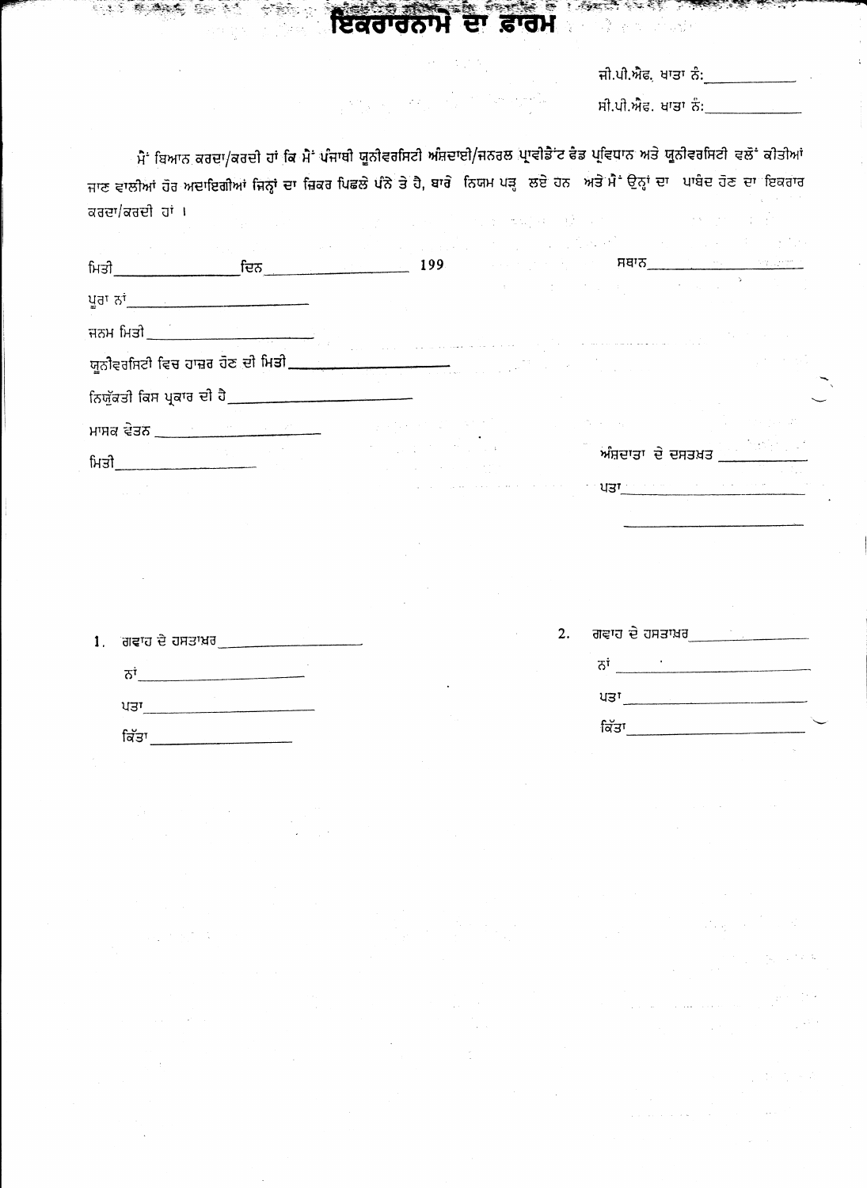# ਇਕਰਾਰਨਾਮੇ ਦਾ ਫ਼ਾਰਮ

ਜੀ.ਪੀ.ਐਫ. ਖਾਤਾ ਨੰ:____________

ਸੀ.ਪੀ.ਐਫ. ਖਾਤਾ ਨੰ:____________

ਮੈਂ ਬਿਆਨ ਕਰਦਾ/ਕਰਦੀ ਹਾਂ ਕਿ ਮੈਂ ਪੰਜਾਬੀ ਯੂਨੀਵਰਸਿਟੀ ਅੰਸ਼ਦਾਈ/ਜਨਰਲ ਪ੍ਰਾਵੀਡੈਂਟ ਫੰਡ ਪ੍ਰਵਿਧਾਨ ਅਤੇ ਯੂਨੀਵਰਸਿਟੀ ਵਲੋਂ ਕੀਤੀਆਂ ਜਾਣ ਵਾਲੀਆਂ ਹੋਰ ਅਦਾਇਗੀਆਂ ਜਿਨ੍ਹਾਂ ਦਾ ਜ਼ਿਕਰ ਪਿਛਲੇ ਪੰਨੇ ਤੇ ਹੈ, ਬਾਰੇ ਨਿਯਮ ਪੜ੍ਹ ਲਏ ਹਨ ਅਤੇ ਮੈਂ ਉਨ੍ਹਾਂ ਦਾ ਪਾਬੰਦ ਹੋਣ ਦਾ ਇਕਰਾਰ ਕਰਦਾ/ਕਰਦੀ ਹਾਂ ।

ਮਿਤੀ____________ ਦਿਨ____________ 199 ਸਥਾਨ____________

ਪੂਰਾ ਨਾਂ____________

ਜਨਮ ਮਿਤੀ____________

ਯੂਨੀਵਰਸਿਟੀ ਵਿਚ ਹਾਜ਼ਰ ਹੋਣ ਦੀ ਮਿਤੀ____________

ਨਿਯੁੱਕਤੀ ਕਿਸ ਪ੍ਰਕਾਰ ਦੀ ਹੈ____________

ਮਾਸਕ ਵੇਤਨ____________

ਮਿਤੀ____________

ਅੰਸ਼ਦਾਤਾ ਦੇ ਦਸਤਖ਼ਤ____________

ਪਤਾ____________

____________

1. ਗਵਾਹ ਦੇ ਹਸਤਾਖ਼ਰ____________

   ਨਾਂ____________

   ਪਤਾ____________

   ਕਿੱਤਾ____________

2. ਗਵਾਹ ਦੇ ਹਸਤਾਖ਼ਰ____________

   ਨਾਂ____________

   ਪਤਾ____________

   ਕਿੱਤਾ____________